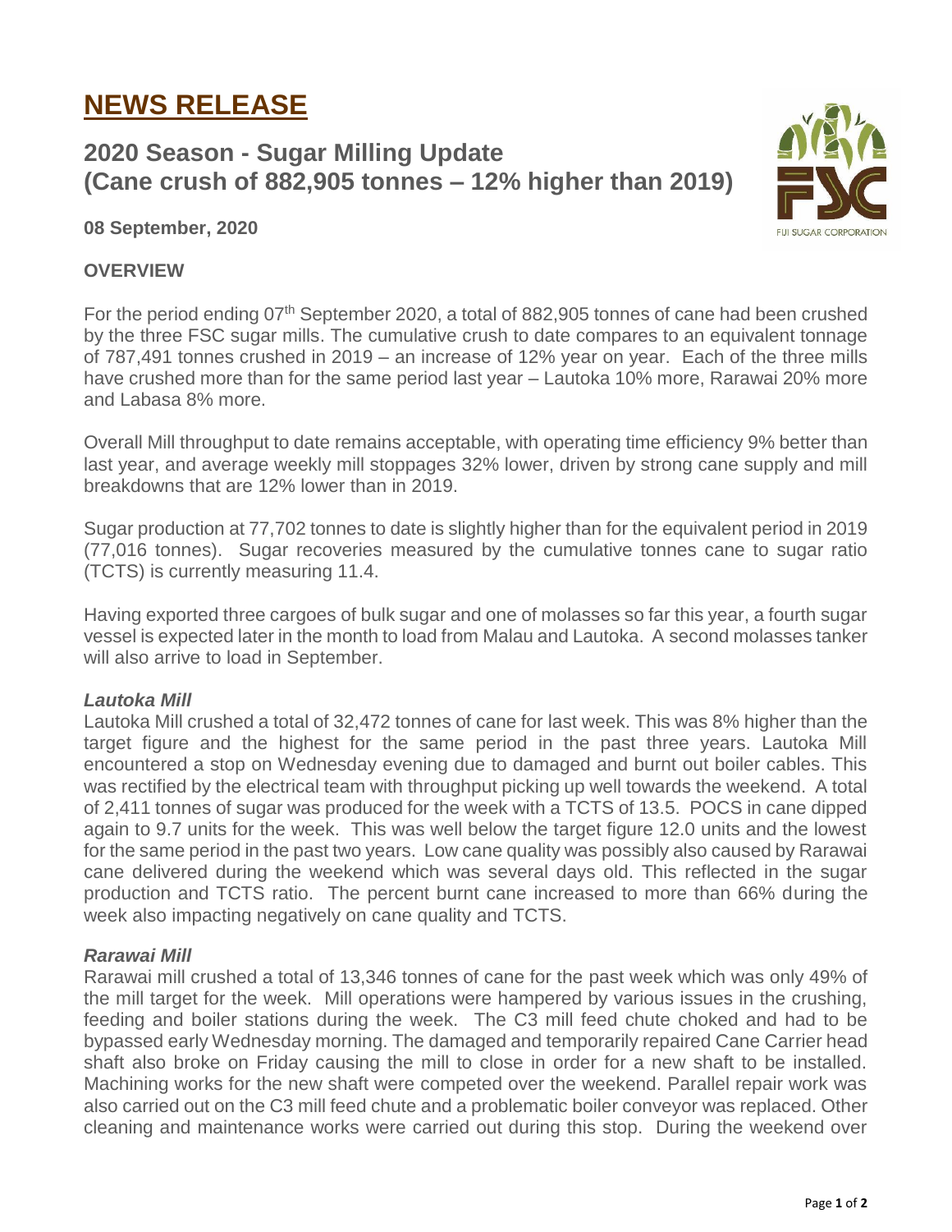# NEWS RELEASE

## 2020 Season - Sugar Milling Update (Cane crush of 882,905 tonnes – 12% higher than 2019)

**08 September, 2020**

### OVERVIEW

For the period ending 07th September 2020, a total of 882,905 tonnes of cane had been crushed by the three FSC sugar mills. The cumulative crush to date compares to an equivalent tonnage of 787,491 tonnes crushed in 2019 – an increase of 12% year on year. Each of the three mills have crushed more than for the same period last year – Lautoka 10% more, Rarawai 20% more and Labasa 8% more.

Overall Mill throughput to date remains acceptable, with operating time efficiency 9% better than last year, and average weekly mill stoppages 32% lower, driven by strong cane supply and mill breakdowns that are 12% lower than in 2019.

Sugar production at 77,702 tonnes to date is slightly higher than for the equivalent period in 2019 (77,016 tonnes). Sugar recoveries measured by the cumulative tonnes cane to sugar ratio (TCTS) is currently measuring 11.4.

Having exported three cargoes of bulk sugar and one of molasses so far this year, a fourth sugar vessel is expected later in the month to load from Malau and Lautoka. A second molasses tanker will also arrive to load in September.

#### *Lautoka Mill*

Lautoka Mill crushed a total of 32,472 tonnes of cane for last week. This was 8% higher than the target figure and the highest for the same period in the past three years. Lautoka Mill encountered a stop on Wednesday evening due to damaged and burnt out boiler cables. This was rectified by the electrical team with throughput picking up well towards the weekend. A total of 2,411 tonnes of sugar was produced for the week with a TCTS of 13.5. POCS in cane dipped again to 9.7 units for the week. This was well below the target figure 12.0 units and the lowest for the same period in the past two years. Low cane quality was possibly also caused by Rarawai cane delivered during the weekend which was several days old. This reflected in the sugar production and TCTS ratio. The percent burnt cane increased to more than 66% during the week also impacting negatively on cane quality and TCTS.

#### *Rarawai Mill*

Rarawai mill crushed a total of 13,346 tonnes of cane for the past week which was only 49% of the mill target for the week. Mill operations were hampered by various issues in the crushing, feeding and boiler stations during the week. The C3 mill feed chute choked and had to be bypassed early Wednesday morning. The damaged and temporarily repaired Cane Carrier head shaft also broke on Friday causing the mill to close in order for a new shaft to be installed. Machining works for the new shaft were competed over the weekend. Parallel repair work was also carried out on the C3 mill feed chute and a problematic boiler conveyor was replaced. Other cleaning and maintenance works were carried out during this stop. During the weekend over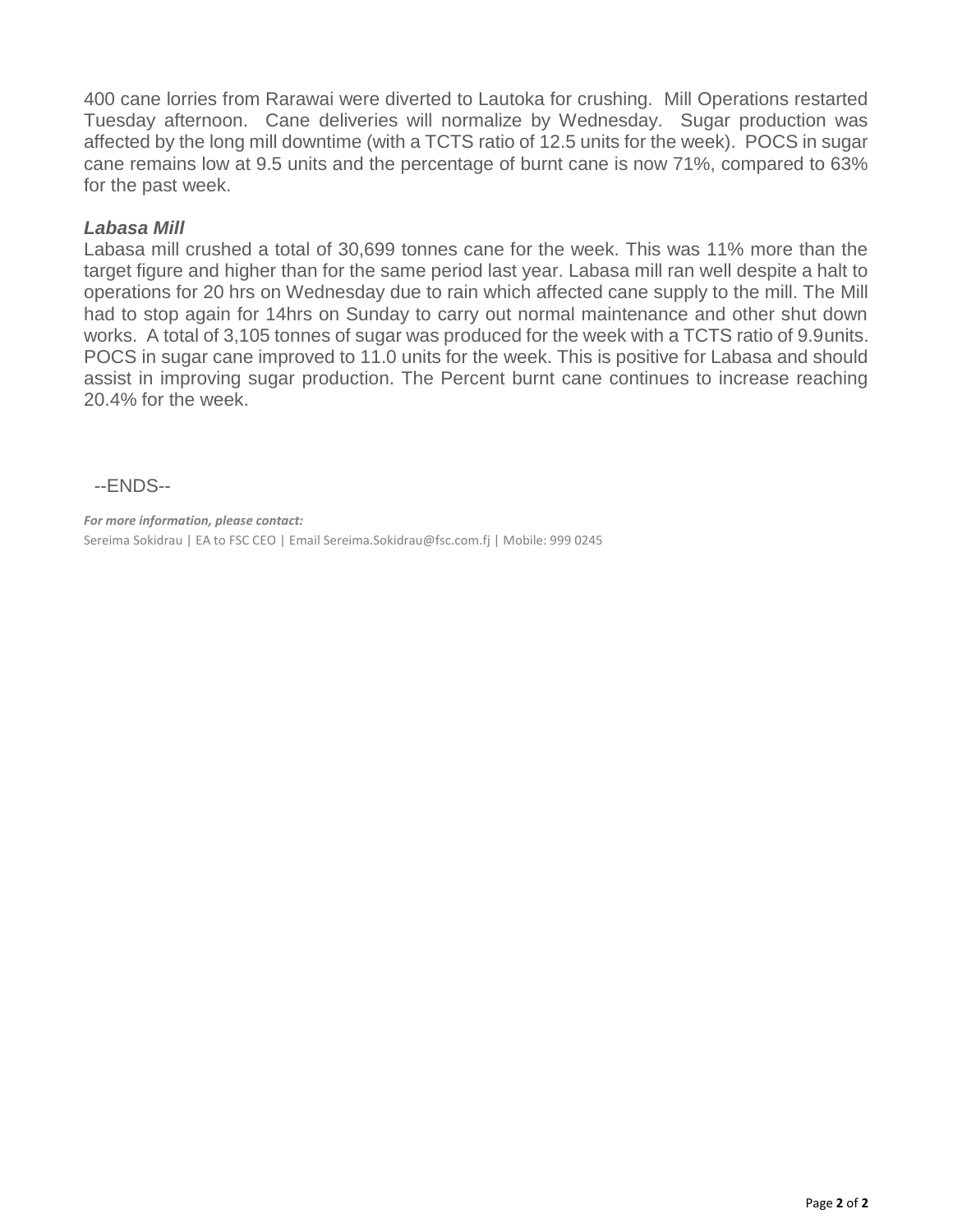400 cane lorries from Rarawai were diverted to Lautoka for crushing. Mill Operations restarted Tuesday afternoon. Cane deliveries will normalize by Wednesday. Sugar production was affected by the long mill downtime (with a TCTS ratio of 12.5 units for the week). POCS in sugar cane remains low at 9.5 units and the percentage of burnt cane is now 71%, compared to 63% for the past week.

### *Labasa Mill*

Labasa mill crushed a total of 30,699 tonnes cane for the week. This was 11% more than the target figure and higher than for the same period last year. Labasa mill ran well despite a halt to operations for 20 hrs on Wednesday due to rain which affected cane supply to the mill. The Mill had to stop again for 14hrs on Sunday to carry out normal maintenance and other shut down works. A total of 3,105 tonnes of sugar was produced for the week with a TCTS ratio of 9.9units. POCS in sugar cane improved to 11.0 units for the week. This is positive for Labasa and should assist in improving sugar production. The Percent burnt cane continues to increase reaching 20.4% for the week.

--ENDS--

***For more information, please contact:***
Sereima Sokidrau | EA to FSC CEO | Email Sereima.Sokidrau@fsc.com.fj | Mobile: 999 0245